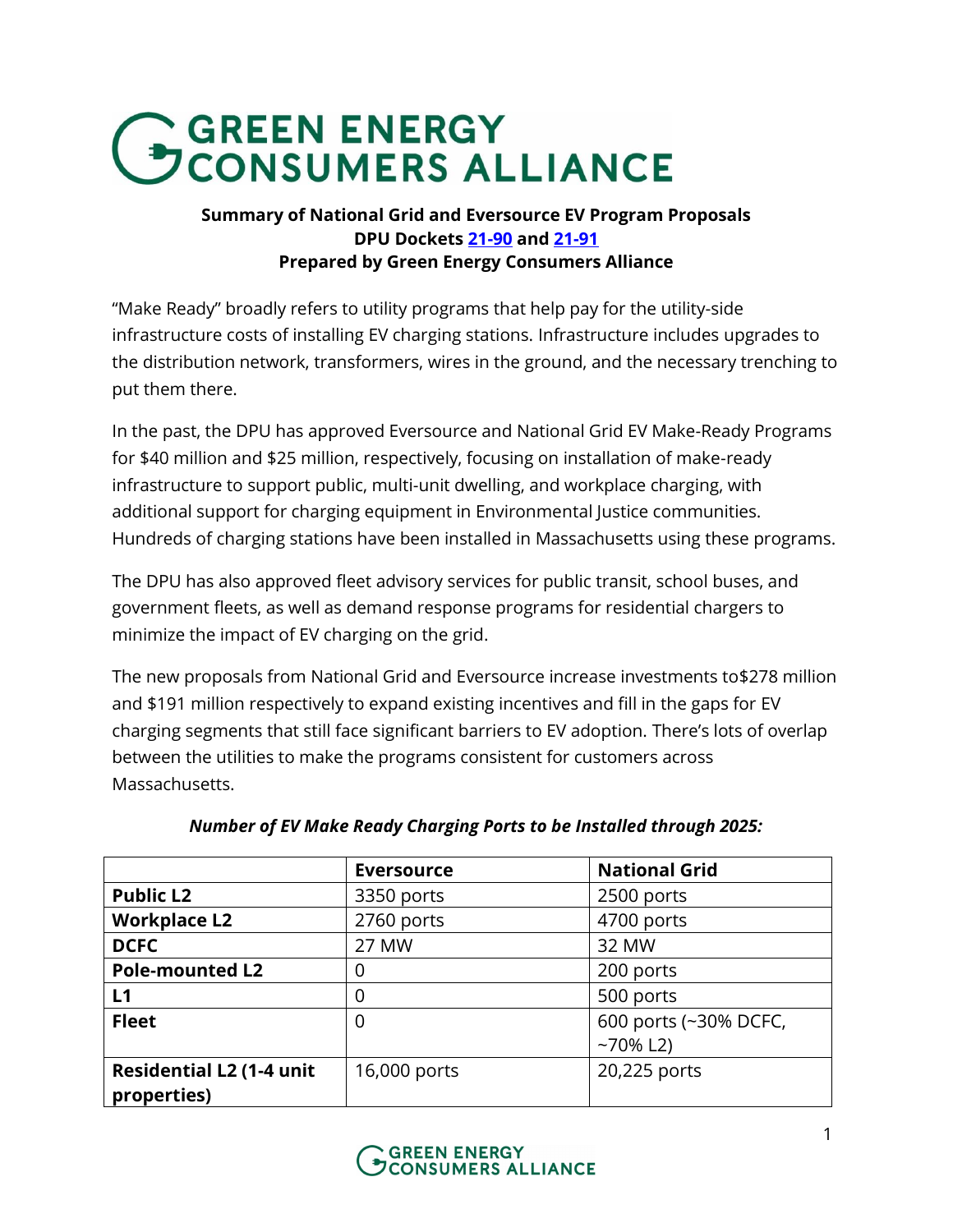# GREEN ENERGY CONSUMERS ALLIANCE

**Summary of National Grid and Eversource EV Program Proposals**
**DPU Dockets 21-90 and 21-91**
**Prepared by Green Energy Consumers Alliance**

"Make Ready" broadly refers to utility programs that help pay for the utility-side infrastructure costs of installing EV charging stations. Infrastructure includes upgrades to the distribution network, transformers, wires in the ground, and the necessary trenching to put them there.

In the past, the DPU has approved Eversource and National Grid EV Make-Ready Programs for $40 million and $25 million, respectively, focusing on installation of make-ready infrastructure to support public, multi-unit dwelling, and workplace charging, with additional support for charging equipment in Environmental Justice communities. Hundreds of charging stations have been installed in Massachusetts using these programs.

The DPU has also approved fleet advisory services for public transit, school buses, and government fleets, as well as demand response programs for residential chargers to minimize the impact of EV charging on the grid.

The new proposals from National Grid and Eversource increase investments to$278 million and $191 million respectively to expand existing incentives and fill in the gaps for EV charging segments that still face significant barriers to EV adoption. There's lots of overlap between the utilities to make the programs consistent for customers across Massachusetts.

***Number of EV Make Ready Charging Ports to be Installed through 2025:***

| | **Eversource** | **National Grid** |
|---|---|---|
| **Public L2** | 3350 ports | 2500 ports |
| **Workplace L2** | 2760 ports | 4700 ports |
| **DCFC** | 27 MW | 32 MW |
| **Pole-mounted L2** | 0 | 200 ports |
| **L1** | 0 | 500 ports |
| **Fleet** | 0 | 600 ports (~30% DCFC, ~70% L2) |
| **Residential L2 (1-4 unit properties)** | 16,000 ports | 20,225 ports |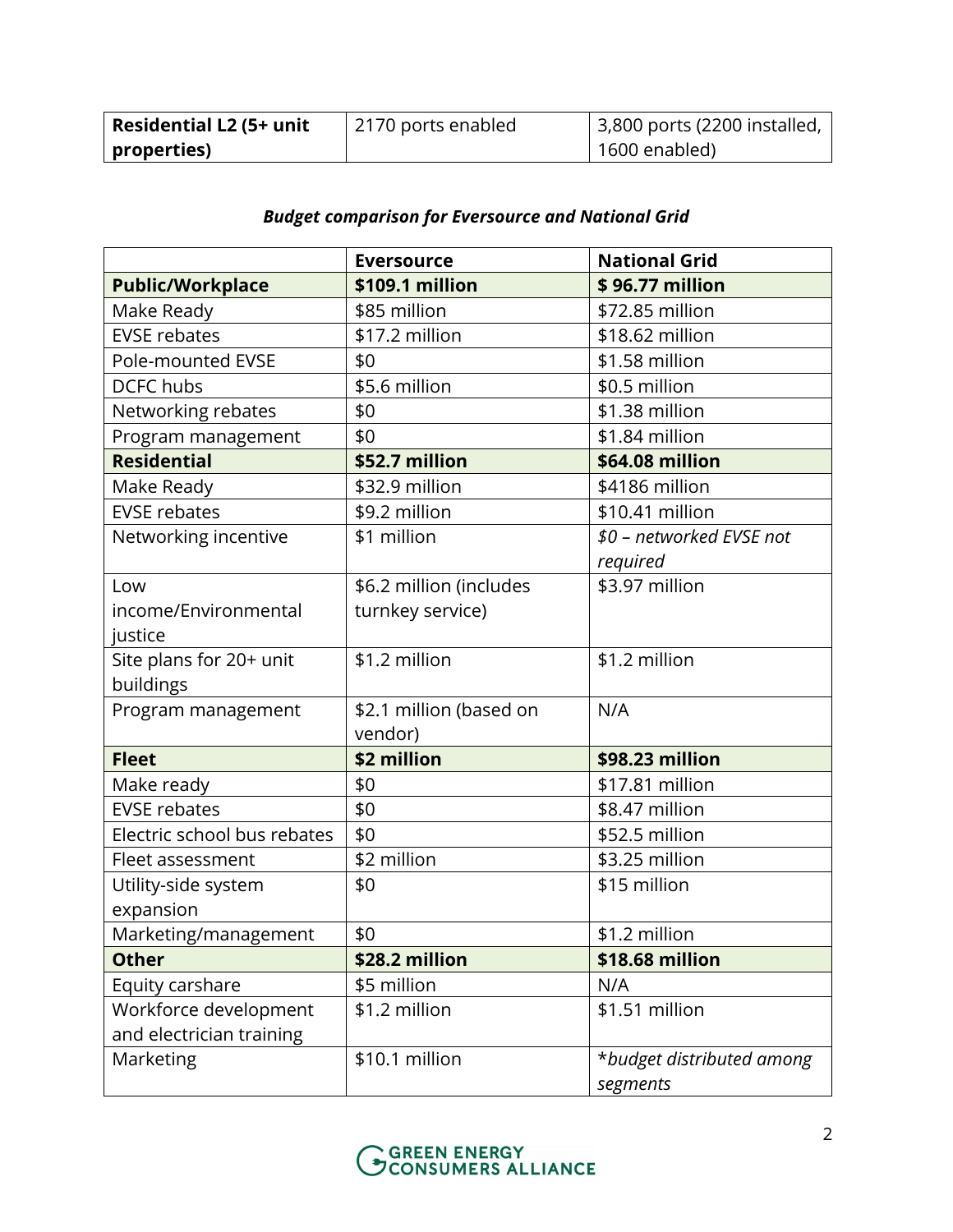| **Residential L2 (5+ unit properties)** | 2170 ports enabled | 3,800 ports (2200 installed, 1600 enabled) |
|---|---|---|

***Budget comparison for Eversource and National Grid***

| | **Eversource** | **National Grid** |
|---|---|---|
| **Public/Workplace** | **$109.1 million** | **$ 96.77 million** |
| Make Ready | $85 million | $72.85 million |
| EVSE rebates | $17.2 million | $18.62 million |
| Pole-mounted EVSE | $0 | $1.58 million |
| DCFC hubs | $5.6 million | $0.5 million |
| Networking rebates | $0 | $1.38 million |
| Program management | $0 | $1.84 million |
| **Residential** | **$52.7 million** | **$64.08 million** |
| Make Ready | $32.9 million | $4186 million |
| EVSE rebates | $9.2 million | $10.41 million |
| Networking incentive | $1 million | *$0 – networked EVSE not required* |
| Low income/Environmental justice | $6.2 million (includes turnkey service) | $3.97 million |
| Site plans for 20+ unit buildings | $1.2 million | $1.2 million |
| Program management | $2.1 million (based on vendor) | N/A |
| **Fleet** | **$2 million** | **$98.23 million** |
| Make ready | $0 | $17.81 million |
| EVSE rebates | $0 | $8.47 million |
| Electric school bus rebates | $0 | $52.5 million |
| Fleet assessment | $2 million | $3.25 million |
| Utility-side system expansion | $0 | $15 million |
| Marketing/management | $0 | $1.2 million |
| **Other** | **$28.2 million** | **$18.68 million** |
| Equity carshare | $5 million | N/A |
| Workforce development and electrician training | $1.2 million | $1.51 million |
| Marketing | $10.1 million | *\*budget distributed among segments* |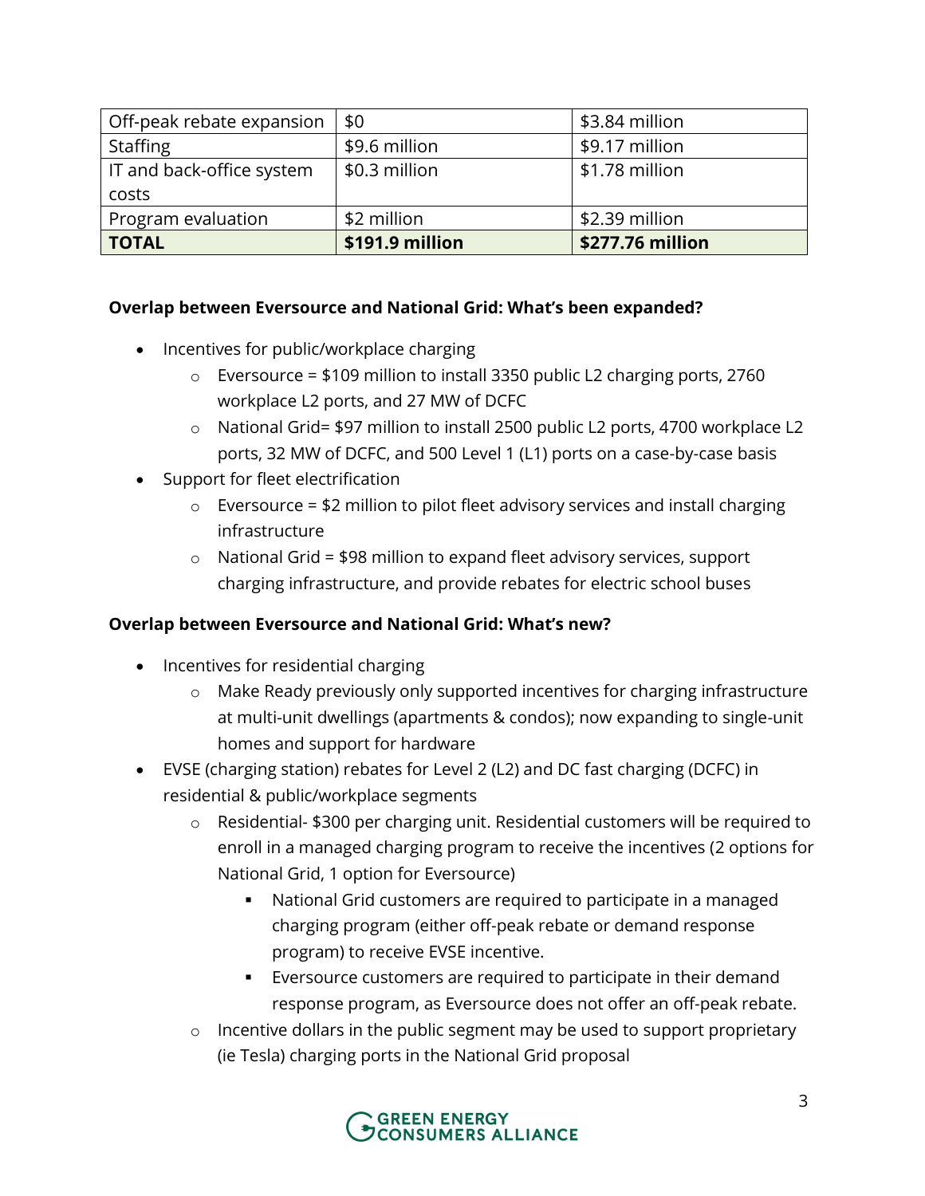| | | |
|---|---|---|
| Off-peak rebate expansion | $0 | $3.84 million |
| Staffing | $9.6 million | $9.17 million |
| IT and back-office system costs | $0.3 million | $1.78 million |
| Program evaluation | $2 million | $2.39 million |
| **TOTAL** | **$191.9 million** | **$277.76 million** |

**Overlap between Eversource and National Grid: What's been expanded?**

- Incentives for public/workplace charging
  - Eversource = $109 million to install 3350 public L2 charging ports, 2760 workplace L2 ports, and 27 MW of DCFC
  - National Grid= $97 million to install 2500 public L2 ports, 4700 workplace L2 ports, 32 MW of DCFC, and 500 Level 1 (L1) ports on a case-by-case basis
- Support for fleet electrification
  - Eversource = $2 million to pilot fleet advisory services and install charging infrastructure
  - National Grid = $98 million to expand fleet advisory services, support charging infrastructure, and provide rebates for electric school buses

**Overlap between Eversource and National Grid: What's new?**

- Incentives for residential charging
  - Make Ready previously only supported incentives for charging infrastructure at multi-unit dwellings (apartments & condos); now expanding to single-unit homes and support for hardware
- EVSE (charging station) rebates for Level 2 (L2) and DC fast charging (DCFC) in residential & public/workplace segments
  - Residential- $300 per charging unit. Residential customers will be required to enroll in a managed charging program to receive the incentives (2 options for National Grid, 1 option for Eversource)
    - National Grid customers are required to participate in a managed charging program (either off-peak rebate or demand response program) to receive EVSE incentive.
    - Eversource customers are required to participate in their demand response program, as Eversource does not offer an off-peak rebate.
  - Incentive dollars in the public segment may be used to support proprietary (ie Tesla) charging ports in the National Grid proposal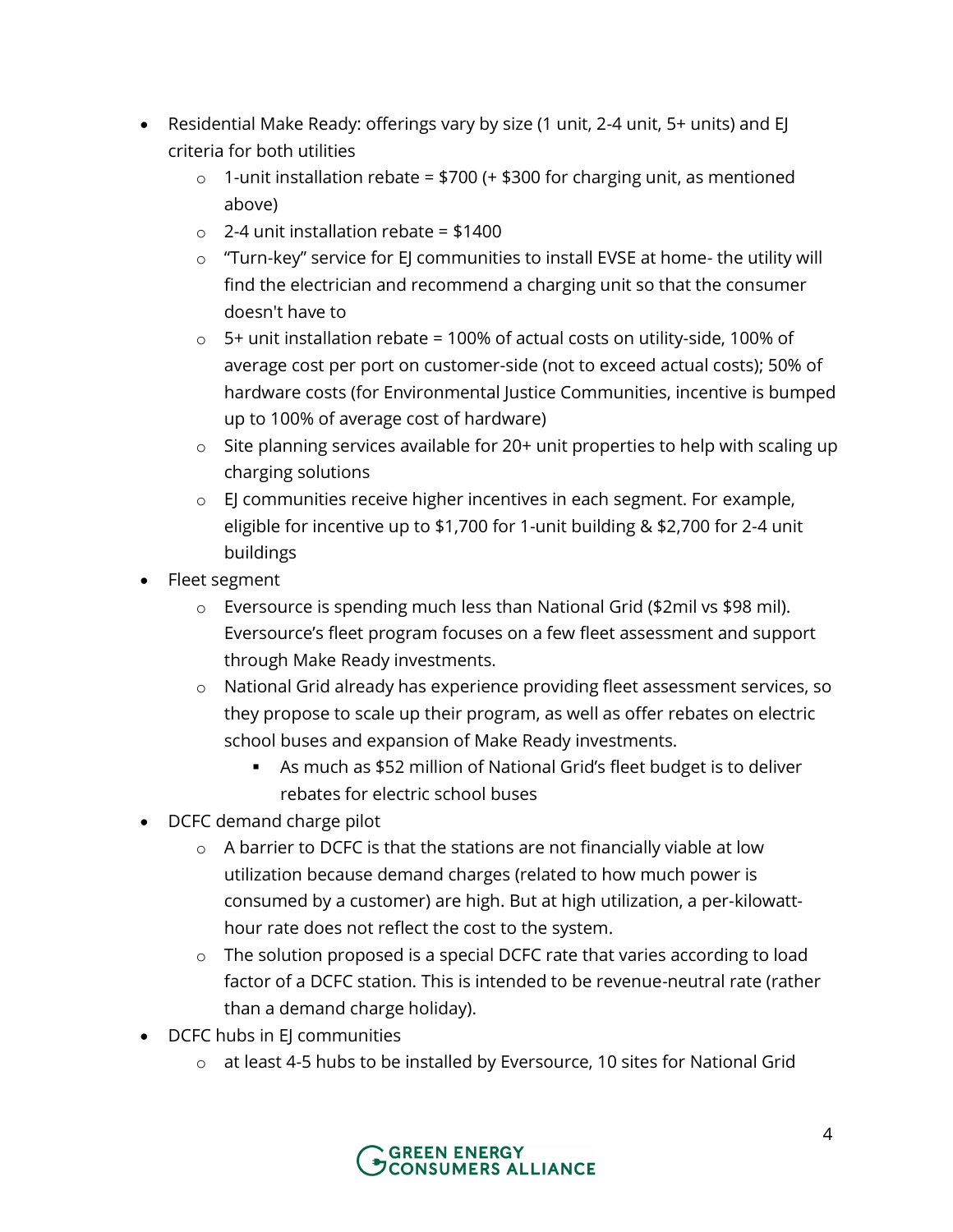- Residential Make Ready: offerings vary by size (1 unit, 2-4 unit, 5+ units) and EJ criteria for both utilities
    - 1-unit installation rebate = $700 (+ $300 for charging unit, as mentioned above)
    - 2-4 unit installation rebate = $1400
    - "Turn-key" service for EJ communities to install EVSE at home- the utility will find the electrician and recommend a charging unit so that the consumer doesn't have to
    - 5+ unit installation rebate = 100% of actual costs on utility-side, 100% of average cost per port on customer-side (not to exceed actual costs); 50% of hardware costs (for Environmental Justice Communities, incentive is bumped up to 100% of average cost of hardware)
    - Site planning services available for 20+ unit properties to help with scaling up charging solutions
    - EJ communities receive higher incentives in each segment. For example, eligible for incentive up to $1,700 for 1-unit building & $2,700 for 2-4 unit buildings
- Fleet segment
    - Eversource is spending much less than National Grid ($2mil vs $98 mil). Eversource's fleet program focuses on a few fleet assessment and support through Make Ready investments.
    - National Grid already has experience providing fleet assessment services, so they propose to scale up their program, as well as offer rebates on electric school buses and expansion of Make Ready investments.
        - As much as $52 million of National Grid's fleet budget is to deliver rebates for electric school buses
- DCFC demand charge pilot
    - A barrier to DCFC is that the stations are not financially viable at low utilization because demand charges (related to how much power is consumed by a customer) are high. But at high utilization, a per-kilowatt-hour rate does not reflect the cost to the system.
    - The solution proposed is a special DCFC rate that varies according to load factor of a DCFC station. This is intended to be revenue-neutral rate (rather than a demand charge holiday).
- DCFC hubs in EJ communities
    - at least 4-5 hubs to be installed by Eversource, 10 sites for National Grid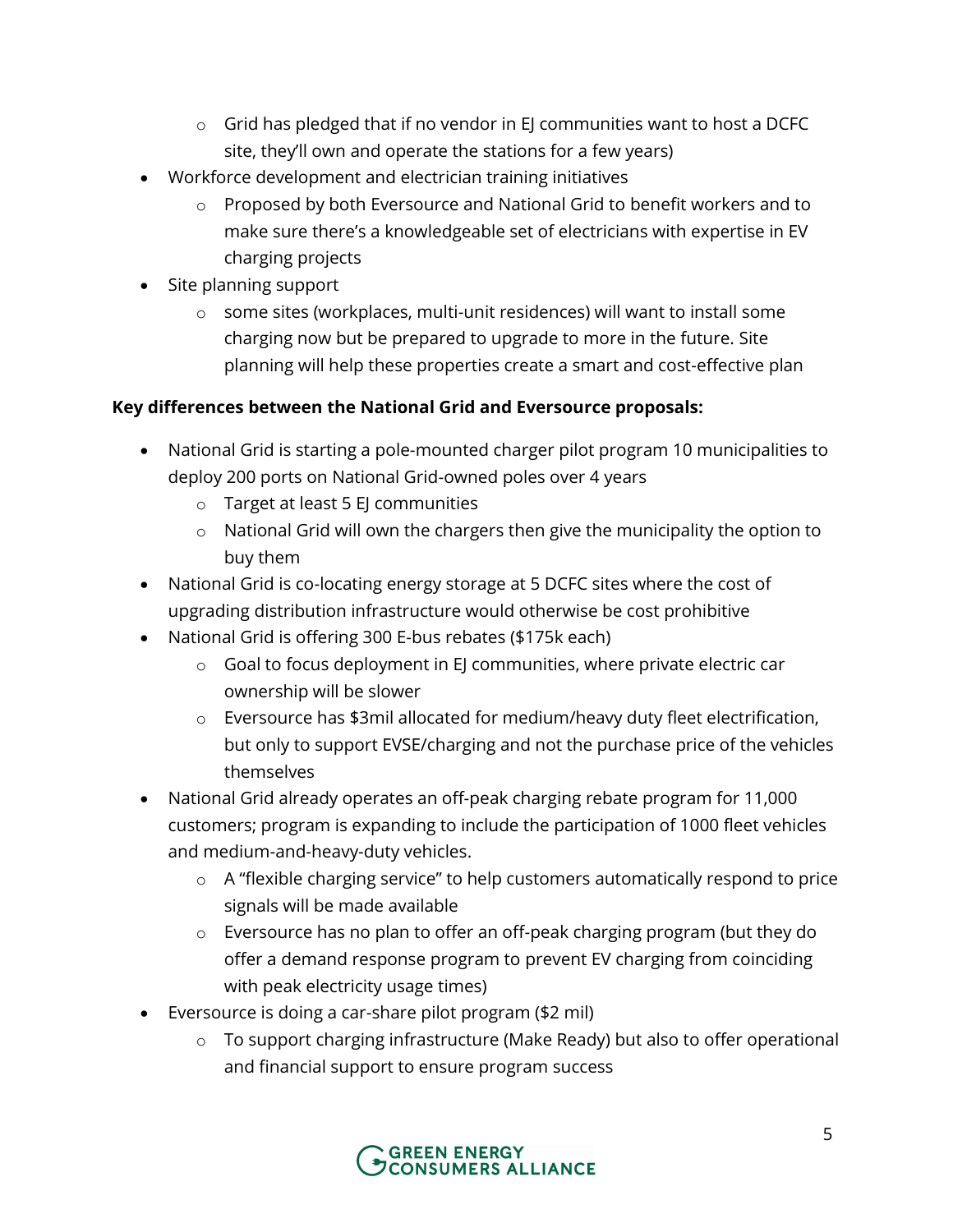- Grid has pledged that if no vendor in EJ communities want to host a DCFC site, they'll own and operate the stations for a few years)
- Workforce development and electrician training initiatives
    - Proposed by both Eversource and National Grid to benefit workers and to make sure there's a knowledgeable set of electricians with expertise in EV charging projects
- Site planning support
    - some sites (workplaces, multi-unit residences) will want to install some charging now but be prepared to upgrade to more in the future. Site planning will help these properties create a smart and cost-effective plan

**Key differences between the National Grid and Eversource proposals:**

- National Grid is starting a pole-mounted charger pilot program 10 municipalities to deploy 200 ports on National Grid-owned poles over 4 years
    - Target at least 5 EJ communities
    - National Grid will own the chargers then give the municipality the option to buy them
- National Grid is co-locating energy storage at 5 DCFC sites where the cost of upgrading distribution infrastructure would otherwise be cost prohibitive
- National Grid is offering 300 E-bus rebates ($175k each)
    - Goal to focus deployment in EJ communities, where private electric car ownership will be slower
    - Eversource has $3mil allocated for medium/heavy duty fleet electrification, but only to support EVSE/charging and not the purchase price of the vehicles themselves
- National Grid already operates an off-peak charging rebate program for 11,000 customers; program is expanding to include the participation of 1000 fleet vehicles and medium-and-heavy-duty vehicles.
    - A "flexible charging service" to help customers automatically respond to price signals will be made available
    - Eversource has no plan to offer an off-peak charging program (but they do offer a demand response program to prevent EV charging from coinciding with peak electricity usage times)
- Eversource is doing a car-share pilot program ($2 mil)
    - To support charging infrastructure (Make Ready) but also to offer operational and financial support to ensure program success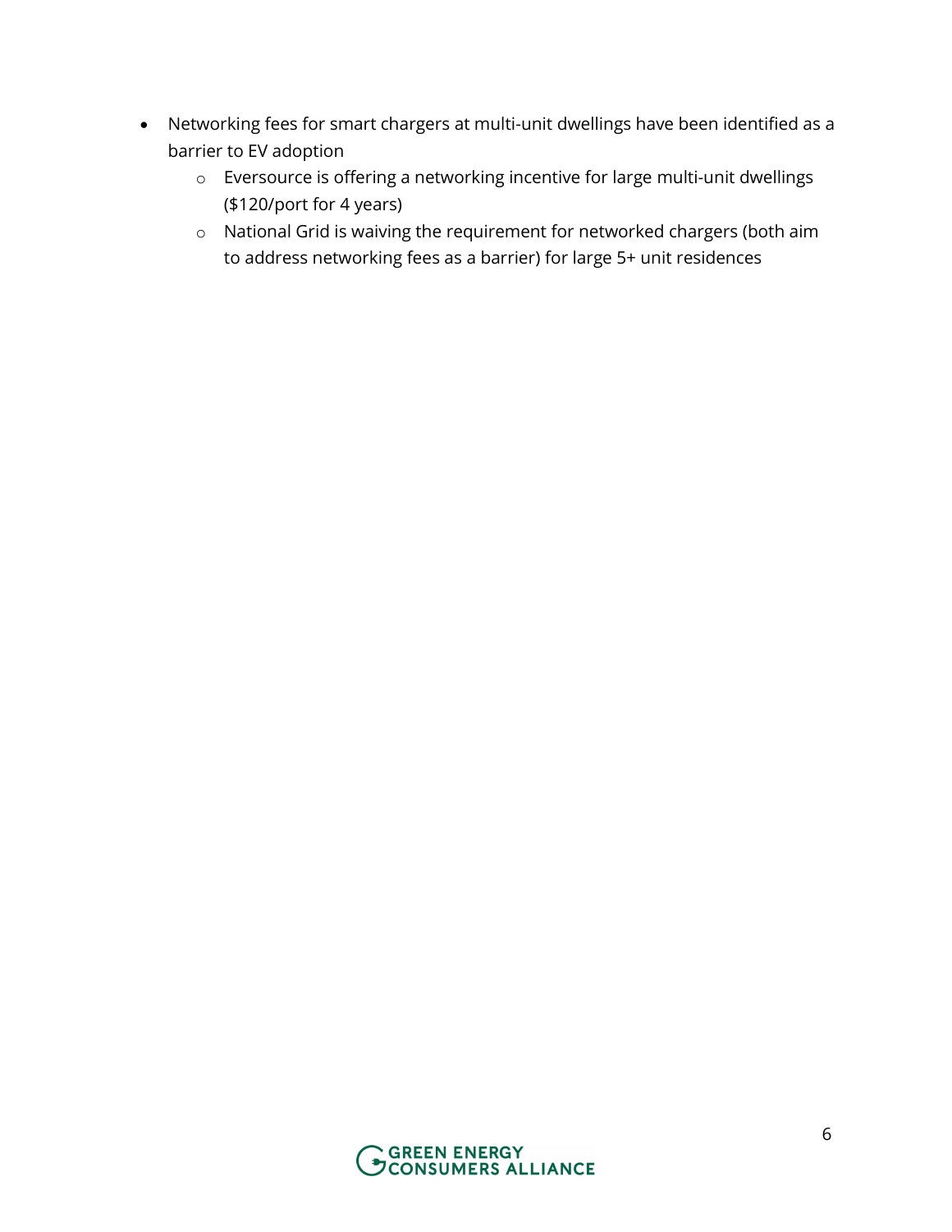- Networking fees for smart chargers at multi-unit dwellings have been identified as a barrier to EV adoption
  - Eversource is offering a networking incentive for large multi-unit dwellings ($120/port for 4 years)
  - National Grid is waiving the requirement for networked chargers (both aim to address networking fees as a barrier) for large 5+ unit residences